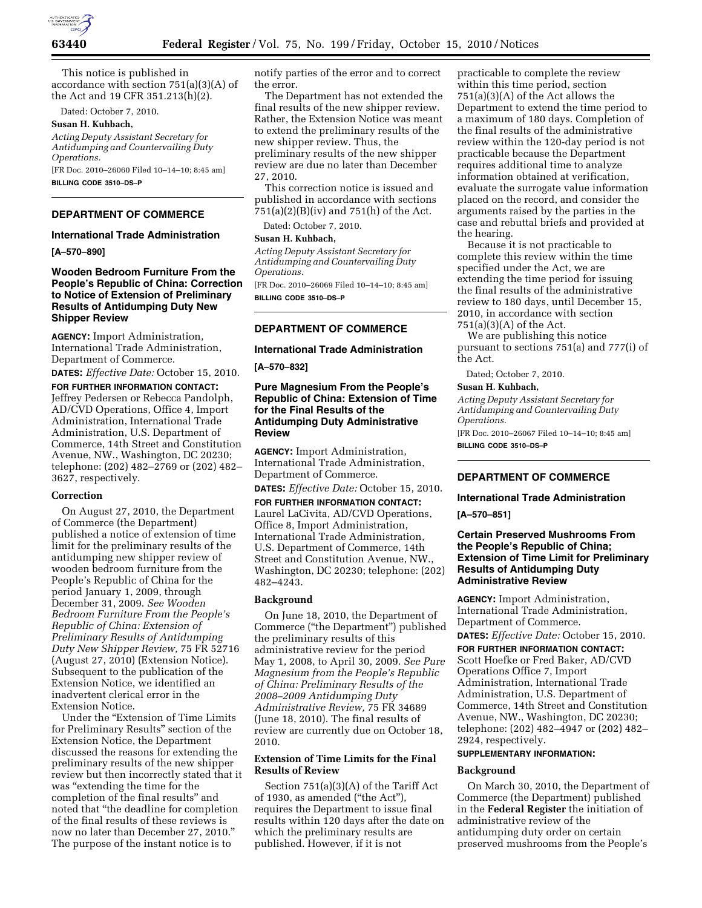This notice is published in accordance with section 751(a)(3)(A) of the Act and 19 CFR 351.213(h)(2).

Dated: October 7, 2010.

**Susan H. Kuhbach,**

*Acting Deputy Assistant Secretary for Antidumping and Countervailing Duty Operations.*

[FR Doc. 2010–26060 Filed 10–14–10; 8:45 am]

**BILLING CODE 3510–DS–P**

---

## DEPARTMENT OF COMMERCE

### International Trade Administration

**[A–570–890]**

### Wooden Bedroom Furniture From the People's Republic of China: Correction to Notice of Extension of Preliminary Results of Antidumping Duty New Shipper Review

**AGENCY:** Import Administration, International Trade Administration, Department of Commerce.

**DATES:** *Effective Date:* October 15, 2010.

**FOR FURTHER INFORMATION CONTACT:** Jeffrey Pedersen or Rebecca Pandolph, AD/CVD Operations, Office 4, Import Administration, International Trade Administration, U.S. Department of Commerce, 14th Street and Constitution Avenue, NW., Washington, DC 20230; telephone: (202) 482–2769 or (202) 482–3627, respectively.

#### Correction

On August 27, 2010, the Department of Commerce (the Department) published a notice of extension of time limit for the preliminary results of the antidumping new shipper review of wooden bedroom furniture from the People's Republic of China for the period January 1, 2009, through December 31, 2009. *See Wooden Bedroom Furniture From the People's Republic of China: Extension of Preliminary Results of Antidumping Duty New Shipper Review,* 75 FR 52716 (August 27, 2010) (Extension Notice). Subsequent to the publication of the Extension Notice, we identified an inadvertent clerical error in the Extension Notice.

Under the "Extension of Time Limits for Preliminary Results" section of the Extension Notice, the Department discussed the reasons for extending the preliminary results of the new shipper review but then incorrectly stated that it was "extending the time for the completion of the final results" and noted that "the deadline for completion of the final results of these reviews is now no later than December 27, 2010." The purpose of the instant notice is to notify parties of the error and to correct the error.

The Department has not extended the final results of the new shipper review. Rather, the Extension Notice was meant to extend the preliminary results of the new shipper review. Thus, the preliminary results of the new shipper review are due no later than December 27, 2010.

This correction notice is issued and published in accordance with sections 751(a)(2)(B)(iv) and 751(h) of the Act.

Dated: October 7, 2010.

**Susan H. Kuhbach,**

*Acting Deputy Assistant Secretary for Antidumping and Countervailing Duty Operations.*

[FR Doc. 2010–26069 Filed 10–14–10; 8:45 am]

**BILLING CODE 3510–DS–P**

---

## DEPARTMENT OF COMMERCE

### International Trade Administration

**[A–570–832]**

### Pure Magnesium From the People's Republic of China: Extension of Time for the Final Results of the Antidumping Duty Administrative Review

**AGENCY:** Import Administration, International Trade Administration, Department of Commerce.

**DATES:** *Effective Date:* October 15, 2010.

**FOR FURTHER INFORMATION CONTACT:** Laurel LaCivita, AD/CVD Operations, Office 8, Import Administration, International Trade Administration, U.S. Department of Commerce, 14th Street and Constitution Avenue, NW., Washington, DC 20230; telephone: (202) 482–4243.

#### Background

On June 18, 2010, the Department of Commerce ("the Department") published the preliminary results of this administrative review for the period May 1, 2008, to April 30, 2009. *See Pure Magnesium from the People's Republic of China: Preliminary Results of the 2008–2009 Antidumping Duty Administrative Review,* 75 FR 34689 (June 18, 2010). The final results of review are currently due on October 18, 2010.

#### Extension of Time Limits for the Final Results of Review

Section 751(a)(3)(A) of the Tariff Act of 1930, as amended ("the Act"), requires the Department to issue final results within 120 days after the date on which the preliminary results are published. However, if it is not practicable to complete the review within this time period, section 751(a)(3)(A) of the Act allows the Department to extend the time period to a maximum of 180 days. Completion of the final results of the administrative review within the 120-day period is not practicable because the Department requires additional time to analyze information obtained at verification, evaluate the surrogate value information placed on the record, and consider the arguments raised by the parties in the case and rebuttal briefs and provided at the hearing.

Because it is not practicable to complete this review within the time specified under the Act, we are extending the time period for issuing the final results of the administrative review to 180 days, until December 15, 2010, in accordance with section 751(a)(3)(A) of the Act.

We are publishing this notice pursuant to sections 751(a) and 777(i) of the Act.

Dated; October 7, 2010.

**Susan H. Kuhbach,**

*Acting Deputy Assistant Secretary for Antidumping and Countervailing Duty Operations.*

[FR Doc. 2010–26067 Filed 10–14–10; 8:45 am]

**BILLING CODE 3510–DS–P**

---

## DEPARTMENT OF COMMERCE

### International Trade Administration

**[A–570–851]**

### Certain Preserved Mushrooms From the People's Republic of China; Extension of Time Limit for Preliminary Results of Antidumping Duty Administrative Review

**AGENCY:** Import Administration, International Trade Administration, Department of Commerce.

**DATES:** *Effective Date:* October 15, 2010.

**FOR FURTHER INFORMATION CONTACT:** Scott Hoefke or Fred Baker, AD/CVD Operations Office 7, Import Administration, International Trade Administration, U.S. Department of Commerce, 14th Street and Constitution Avenue, NW., Washington, DC 20230; telephone: (202) 482–4947 or (202) 482–2924, respectively.

**SUPPLEMENTARY INFORMATION:**

#### Background

On March 30, 2010, the Department of Commerce (the Department) published in the **Federal Register** the initiation of administrative review of the antidumping duty order on certain preserved mushrooms from the People's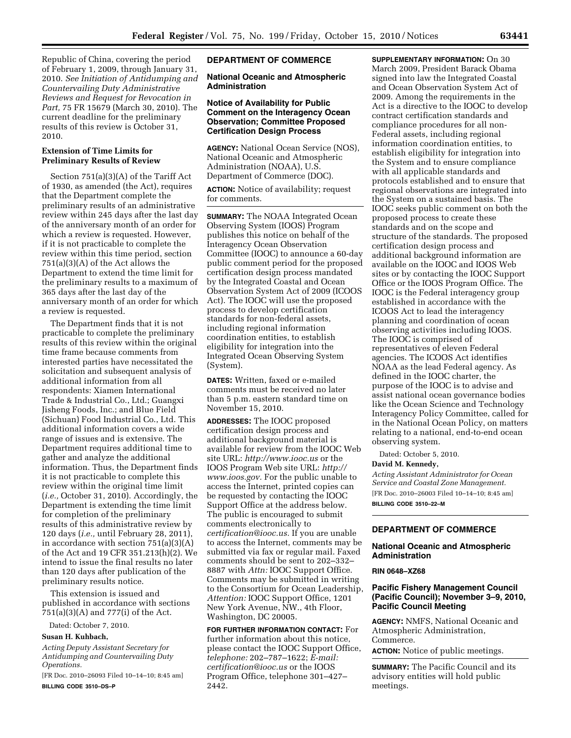Republic of China, covering the period of February 1, 2009, through January 31, 2010. *See Initiation of Antidumping and Countervailing Duty Administrative Reviews and Request for Revocation in Part,* 75 FR 15679 (March 30, 2010). The current deadline for the preliminary results of this review is October 31, 2010.

**Extension of Time Limits for Preliminary Results of Review**

Section 751(a)(3)(A) of the Tariff Act of 1930, as amended (the Act), requires that the Department complete the preliminary results of an administrative review within 245 days after the last day of the anniversary month of an order for which a review is requested. However, if it is not practicable to complete the review within this time period, section 751(a)(3)(A) of the Act allows the Department to extend the time limit for the preliminary results to a maximum of 365 days after the last day of the anniversary month of an order for which a review is requested.

The Department finds that it is not practicable to complete the preliminary results of this review within the original time frame because comments from interested parties have necessitated the solicitation and subsequent analysis of additional information from all respondents: Xiamen International Trade & Industrial Co., Ltd.; Guangxi Jisheng Foods, Inc.; and Blue Field (Sichuan) Food Industrial Co., Ltd. This additional information covers a wide range of issues and is extensive. The Department requires additional time to gather and analyze the additional information. Thus, the Department finds it is not practicable to complete this review within the original time limit (*i.e.,* October 31, 2010). Accordingly, the Department is extending the time limit for completion of the preliminary results of this administrative review by 120 days (*i.e.,* until February 28, 2011), in accordance with section 751(a)(3)(A) of the Act and 19 CFR 351.213(h)(2). We intend to issue the final results no later than 120 days after publication of the preliminary results notice.

This extension is issued and published in accordance with sections 751(a)(3)(A) and 777(i) of the Act.

Dated: October 7, 2010.

**Susan H. Kuhbach,**

*Acting Deputy Assistant Secretary for Antidumping and Countervailing Duty Operations.*

[FR Doc. 2010–26093 Filed 10–14–10; 8:45 am]

**BILLING CODE 3510–DS–P**

## DEPARTMENT OF COMMERCE

### National Oceanic and Atmospheric Administration

### Notice of Availability for Public Comment on the Interagency Ocean Observation; Committee Proposed Certification Design Process

**AGENCY:** National Ocean Service (NOS), National Oceanic and Atmospheric Administration (NOAA), U.S. Department of Commerce (DOC).

**ACTION:** Notice of availability; request for comments.

**SUMMARY:** The NOAA Integrated Ocean Observing System (IOOS) Program publishes this notice on behalf of the Interagency Ocean Observation Committee (IOOC) to announce a 60-day public comment period for the proposed certification design process mandated by the Integrated Coastal and Ocean Observation System Act of 2009 (ICOOS Act). The IOOC will use the proposed process to develop certification standards for non-federal assets, including regional information coordination entities, to establish eligibility for integration into the Integrated Ocean Observing System (System).

**DATES:** Written, faxed or e-mailed comments must be received no later than 5 p.m. eastern standard time on November 15, 2010.

**ADDRESSES:** The IOOC proposed certification design process and additional background material is available for review from the IOOC Web site URL: *http://www.iooc.us* or the IOOS Program Web site URL: *http://www.ioos.gov.* For the public unable to access the Internet, printed copies can be requested by contacting the IOOC Support Office at the address below. The public is encouraged to submit comments electronically to *certification@iooc.us.* If you are unable to access the Internet, comments may be submitted via fax or regular mail. Faxed comments should be sent to 202–332–8887 with *Attn:* IOOC Support Office. Comments may be submitted in writing to the Consortium for Ocean Leadership, *Attention:* IOOC Support Office, 1201 New York Avenue, NW., 4th Floor, Washington, DC 20005.

**FOR FURTHER INFORMATION CONTACT:** For further information about this notice, please contact the IOOC Support Office, *telephone:* 202–787–1622; *E-mail: certification@iooc.us* or the IOOS Program Office, telephone 301–427–2442.

**SUPPLEMENTARY INFORMATION:** On 30 March 2009, President Barack Obama signed into law the Integrated Coastal and Ocean Observation System Act of 2009. Among the requirements in the Act is a directive to the IOOC to develop contract certification standards and compliance procedures for all non-Federal assets, including regional information coordination entities, to establish eligibility for integration into the System and to ensure compliance with all applicable standards and protocols established and to ensure that regional observations are integrated into the System on a sustained basis. The IOOC seeks public comment on both the proposed process to create these standards and on the scope and structure of the standards. The proposed certification design process and additional background information are available on the IOOC and IOOS Web sites or by contacting the IOOC Support Office or the IOOS Program Office. The IOOC is the Federal interagency group established in accordance with the ICOOS Act to lead the interagency planning and coordination of ocean observing activities including IOOS. The IOOC is comprised of representatives of eleven Federal agencies. The ICOOS Act identifies NOAA as the lead Federal agency. As defined in the IOOC charter, the purpose of the IOOC is to advise and assist national ocean governance bodies like the Ocean Science and Technology Interagency Policy Committee, called for in the National Ocean Policy, on matters relating to a national, end-to-end ocean observing system.

Dated: October 5, 2010.

**David M. Kennedy,**

*Acting Assistant Administrator for Ocean Service and Coastal Zone Management.*

[FR Doc. 2010–26003 Filed 10–14–10; 8:45 am]

**BILLING CODE 3510–22–M**

## DEPARTMENT OF COMMERCE

### National Oceanic and Atmospheric Administration

**RIN 0648–XZ68**

### Pacific Fishery Management Council (Pacific Council); November 3–9, 2010, Pacific Council Meeting

**AGENCY:** NMFS, National Oceanic and Atmospheric Administration, Commerce.

**ACTION:** Notice of public meetings.

**SUMMARY:** The Pacific Council and its advisory entities will hold public meetings.